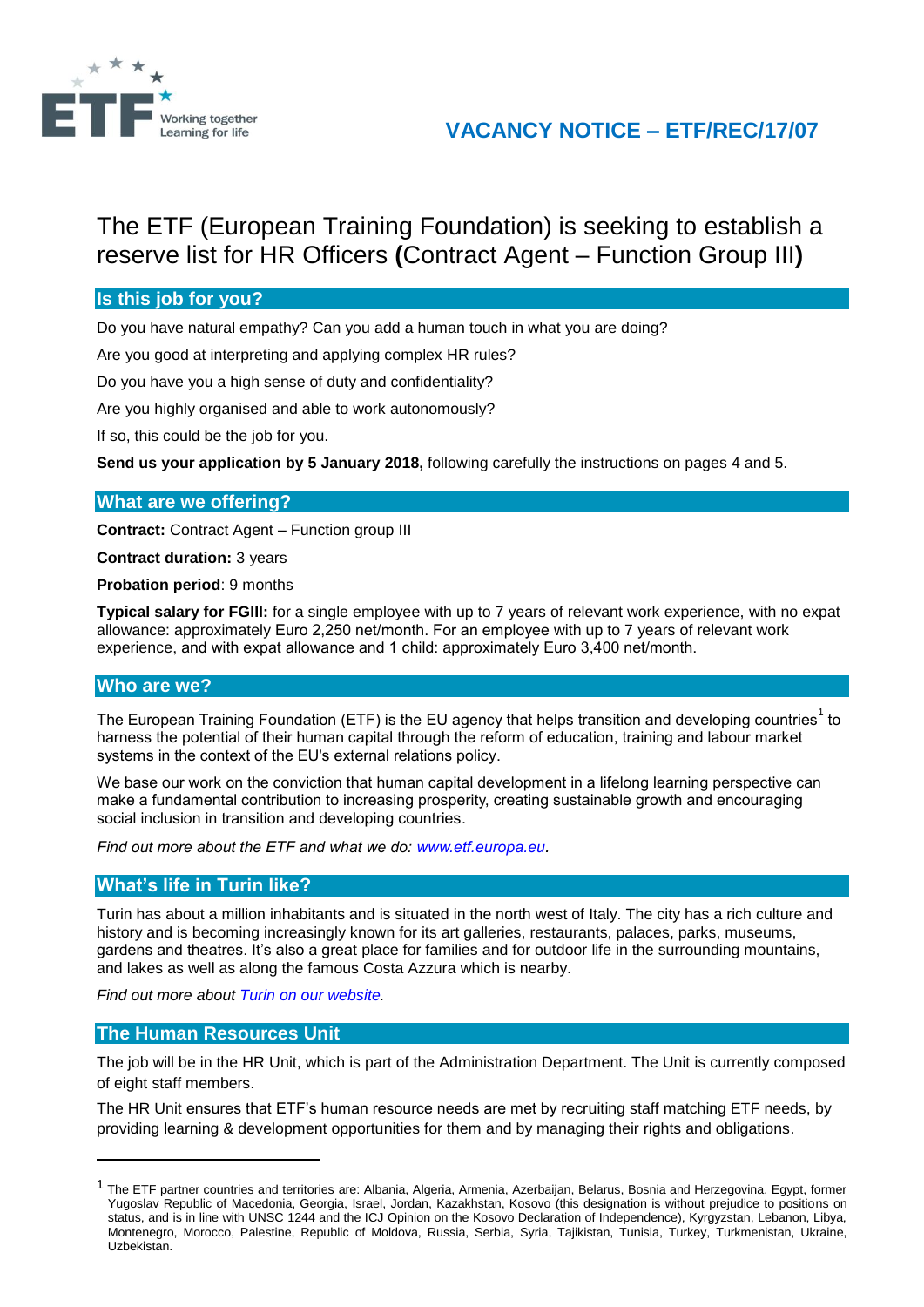# VACANCY NOTICE – ETF/REC/17/07

## The ETF (European Training Foundation) is seeking to establish a reserve list for HR Officers **(**Contract Agent – Function Group III**)**

### Is this job for you?

Do you have natural empathy? Can you add a human touch in what you are doing?

Are you good at interpreting and applying complex HR rules?

Do you have you a high sense of duty and confidentiality?

Are you highly organised and able to work autonomously?

If so, this could be the job for you.

**Send us your application by 5 January 2018,** following carefully the instructions on pages 4 and 5.

### What are we offering?

**Contract:** Contract Agent – Function group III

**Contract duration:** 3 years

**Probation period**: 9 months

**Typical salary for FGIII:** for a single employee with up to 7 years of relevant work experience, with no expat allowance: approximately Euro 2,250 net/month. For an employee with up to 7 years of relevant work experience, and with expat allowance and 1 child: approximately Euro 3,400 net/month.

### Who are we?

The European Training Foundation (ETF) is the EU agency that helps transition and developing countries[1] to harness the potential of their human capital through the reform of education, training and labour market systems in the context of the EU's external relations policy.

We base our work on the conviction that human capital development in a lifelong learning perspective can make a fundamental contribution to increasing prosperity, creating sustainable growth and encouraging social inclusion in transition and developing countries.

*Find out more about the ETF and what we do: www.etf.europa.eu.*

### What's life in Turin like?

Turin has about a million inhabitants and is situated in the north west of Italy. The city has a rich culture and history and is becoming increasingly known for its art galleries, restaurants, palaces, parks, museums, gardens and theatres. It's also a great place for families and for outdoor life in the surrounding mountains, and lakes as well as along the famous Costa Azzura which is nearby.

*Find out more about Turin on our website.*

### The Human Resources Unit

The job will be in the HR Unit, which is part of the Administration Department. The Unit is currently composed of eight staff members.

The HR Unit ensures that ETF's human resource needs are met by recruiting staff matching ETF needs, by providing learning & development opportunities for them and by managing their rights and obligations.

---

[1] The ETF partner countries and territories are: Albania, Algeria, Armenia, Azerbaijan, Belarus, Bosnia and Herzegovina, Egypt, former Yugoslav Republic of Macedonia, Georgia, Israel, Jordan, Kazakhstan, Kosovo (this designation is without prejudice to positions on status, and is in line with UNSC 1244 and the ICJ Opinion on the Kosovo Declaration of Independence), Kyrgyzstan, Lebanon, Libya, Montenegro, Morocco, Palestine, Republic of Moldova, Russia, Serbia, Syria, Tajikistan, Tunisia, Turkey, Turkmenistan, Ukraine, Uzbekistan.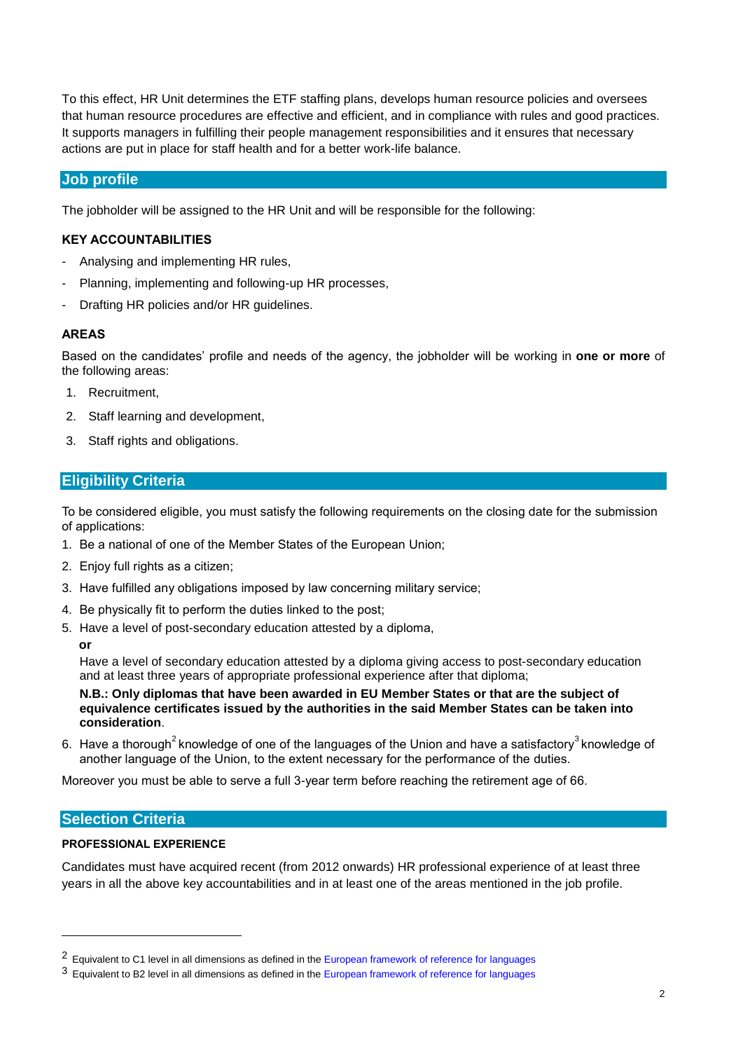To this effect, HR Unit determines the ETF staffing plans, develops human resource policies and oversees that human resource procedures are effective and efficient, and in compliance with rules and good practices. It supports managers in fulfilling their people management responsibilities and it ensures that necessary actions are put in place for staff health and for a better work-life balance.

## Job profile

The jobholder will be assigned to the HR Unit and will be responsible for the following:

### KEY ACCOUNTABILITIES

- Analysing and implementing HR rules,
- Planning, implementing and following-up HR processes,
- Drafting HR policies and/or HR guidelines.

### AREAS

Based on the candidates' profile and needs of the agency, the jobholder will be working in **one or more** of the following areas:

1. Recruitment,
2. Staff learning and development,
3. Staff rights and obligations.

## Eligibility Criteria

To be considered eligible, you must satisfy the following requirements on the closing date for the submission of applications:

1. Be a national of one of the Member States of the European Union;
2. Enjoy full rights as a citizen;
3. Have fulfilled any obligations imposed by law concerning military service;
4. Be physically fit to perform the duties linked to the post;
5. Have a level of post-secondary education attested by a diploma,

   **or**

   Have a level of secondary education attested by a diploma giving access to post-secondary education and at least three years of appropriate professional experience after that diploma;

   **N.B.: Only diplomas that have been awarded in EU Member States or that are the subject of equivalence certificates issued by the authorities in the said Member States can be taken into consideration**.
6. Have a thorough[2] knowledge of one of the languages of the Union and have a satisfactory[3] knowledge of another language of the Union, to the extent necessary for the performance of the duties.

Moreover you must be able to serve a full 3-year term before reaching the retirement age of 66.

## Selection Criteria

### PROFESSIONAL EXPERIENCE

Candidates must have acquired recent (from 2012 onwards) HR professional experience of at least three years in all the above key accountabilities and in at least one of the areas mentioned in the job profile.

---

[2] Equivalent to C1 level in all dimensions as defined in the European framework of reference for languages

[3] Equivalent to B2 level in all dimensions as defined in the European framework of reference for languages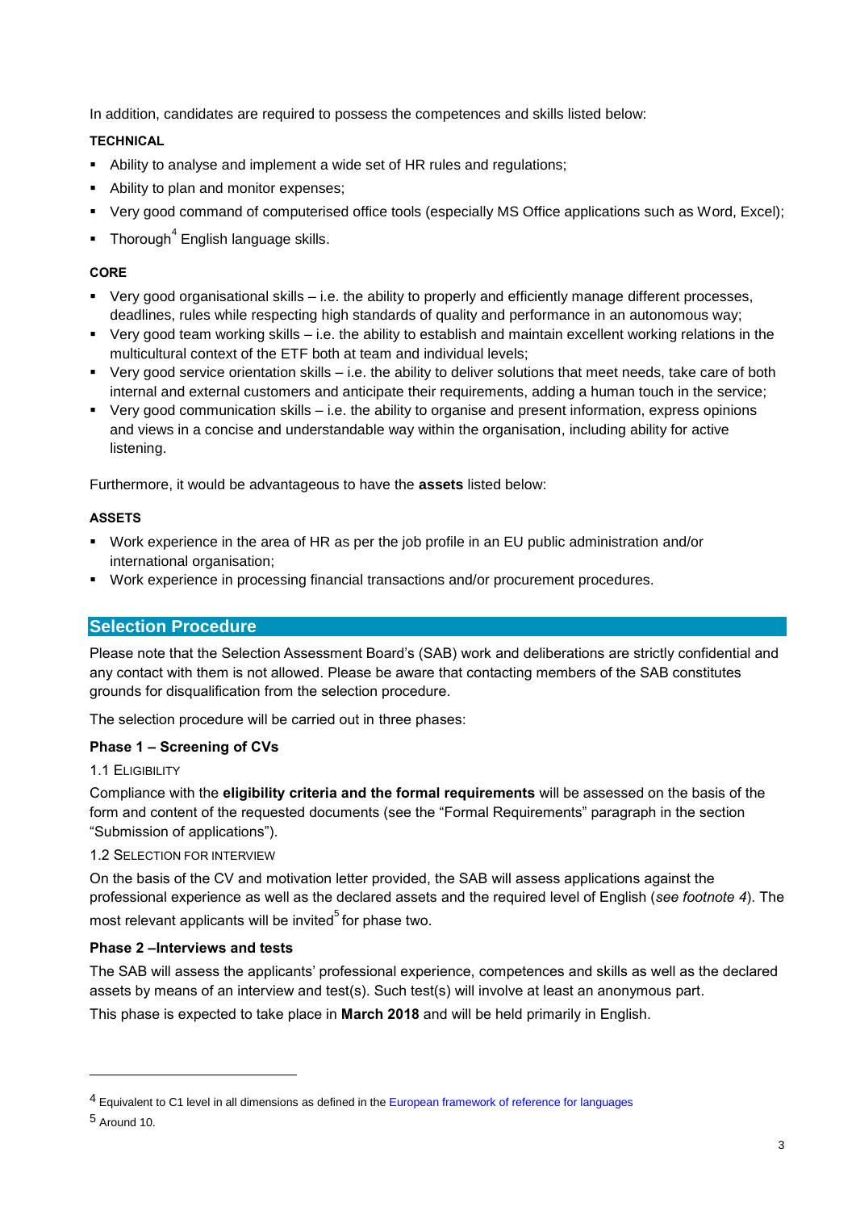In addition, candidates are required to possess the competences and skills listed below:

**TECHNICAL**

- Ability to analyse and implement a wide set of HR rules and regulations;
- Ability to plan and monitor expenses;
- Very good command of computerised office tools (especially MS Office applications such as Word, Excel);
- Thorough[4] English language skills.

**CORE**

- Very good organisational skills – i.e. the ability to properly and efficiently manage different processes, deadlines, rules while respecting high standards of quality and performance in an autonomous way;
- Very good team working skills – i.e. the ability to establish and maintain excellent working relations in the multicultural context of the ETF both at team and individual levels;
- Very good service orientation skills – i.e. the ability to deliver solutions that meet needs, take care of both internal and external customers and anticipate their requirements, adding a human touch in the service;
- Very good communication skills – i.e. the ability to organise and present information, express opinions and views in a concise and understandable way within the organisation, including ability for active listening.

Furthermore, it would be advantageous to have the **assets** listed below:

**ASSETS**

- Work experience in the area of HR as per the job profile in an EU public administration and/or international organisation;
- Work experience in processing financial transactions and/or procurement procedures.

## Selection Procedure

Please note that the Selection Assessment Board's (SAB) work and deliberations are strictly confidential and any contact with them is not allowed. Please be aware that contacting members of the SAB constitutes grounds for disqualification from the selection procedure.

The selection procedure will be carried out in three phases:

### Phase 1 – Screening of CVs

1.1 ELIGIBILITY

Compliance with the **eligibility criteria and the formal requirements** will be assessed on the basis of the form and content of the requested documents (see the "Formal Requirements" paragraph in the section "Submission of applications").

1.2 SELECTION FOR INTERVIEW

On the basis of the CV and motivation letter provided, the SAB will assess applications against the professional experience as well as the declared assets and the required level of English (*see footnote 4*). The most relevant applicants will be invited[5] for phase two.

### Phase 2 –Interviews and tests

The SAB will assess the applicants' professional experience, competences and skills as well as the declared assets by means of an interview and test(s). Such test(s) will involve at least an anonymous part.

This phase is expected to take place in **March 2018** and will be held primarily in English.

---

[4] Equivalent to C1 level in all dimensions as defined in the European framework of reference for languages

[5] Around 10.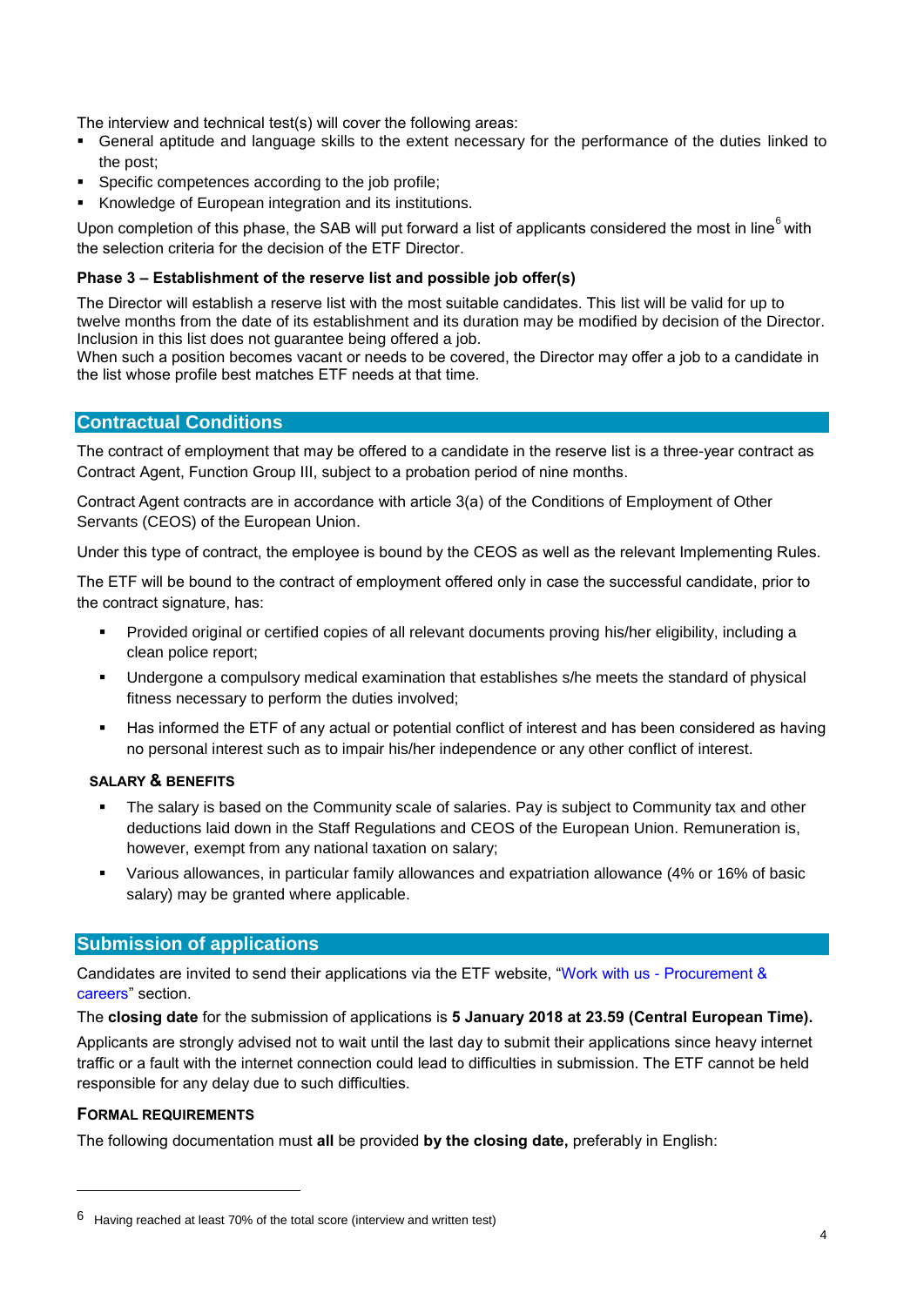The interview and technical test(s) will cover the following areas:

- General aptitude and language skills to the extent necessary for the performance of the duties linked to the post;
- Specific competences according to the job profile;
- Knowledge of European integration and its institutions.

Upon completion of this phase, the SAB will put forward a list of applicants considered the most in line[6] with the selection criteria for the decision of the ETF Director.

**Phase 3 – Establishment of the reserve list and possible job offer(s)**

The Director will establish a reserve list with the most suitable candidates. This list will be valid for up to twelve months from the date of its establishment and its duration may be modified by decision of the Director. Inclusion in this list does not guarantee being offered a job.
When such a position becomes vacant or needs to be covered, the Director may offer a job to a candidate in the list whose profile best matches ETF needs at that time.

## Contractual Conditions

The contract of employment that may be offered to a candidate in the reserve list is a three-year contract as Contract Agent, Function Group III, subject to a probation period of nine months.

Contract Agent contracts are in accordance with article 3(a) of the Conditions of Employment of Other Servants (CEOS) of the European Union.

Under this type of contract, the employee is bound by the CEOS as well as the relevant Implementing Rules.

The ETF will be bound to the contract of employment offered only in case the successful candidate, prior to the contract signature, has:

- Provided original or certified copies of all relevant documents proving his/her eligibility, including a clean police report;
- Undergone a compulsory medical examination that establishes s/he meets the standard of physical fitness necessary to perform the duties involved;
- Has informed the ETF of any actual or potential conflict of interest and has been considered as having no personal interest such as to impair his/her independence or any other conflict of interest.

### SALARY & BENEFITS

- The salary is based on the Community scale of salaries. Pay is subject to Community tax and other deductions laid down in the Staff Regulations and CEOS of the European Union. Remuneration is, however, exempt from any national taxation on salary;
- Various allowances, in particular family allowances and expatriation allowance (4% or 16% of basic salary) may be granted where applicable.

## Submission of applications

Candidates are invited to send their applications via the ETF website, "Work with us - Procurement & careers" section.

The **closing date** for the submission of applications is **5 January 2018 at 23.59 (Central European Time).**

Applicants are strongly advised not to wait until the last day to submit their applications since heavy internet traffic or a fault with the internet connection could lead to difficulties in submission. The ETF cannot be held responsible for any delay due to such difficulties.

### FORMAL REQUIREMENTS

The following documentation must **all** be provided **by the closing date,** preferably in English:

---

[6] Having reached at least 70% of the total score (interview and written test)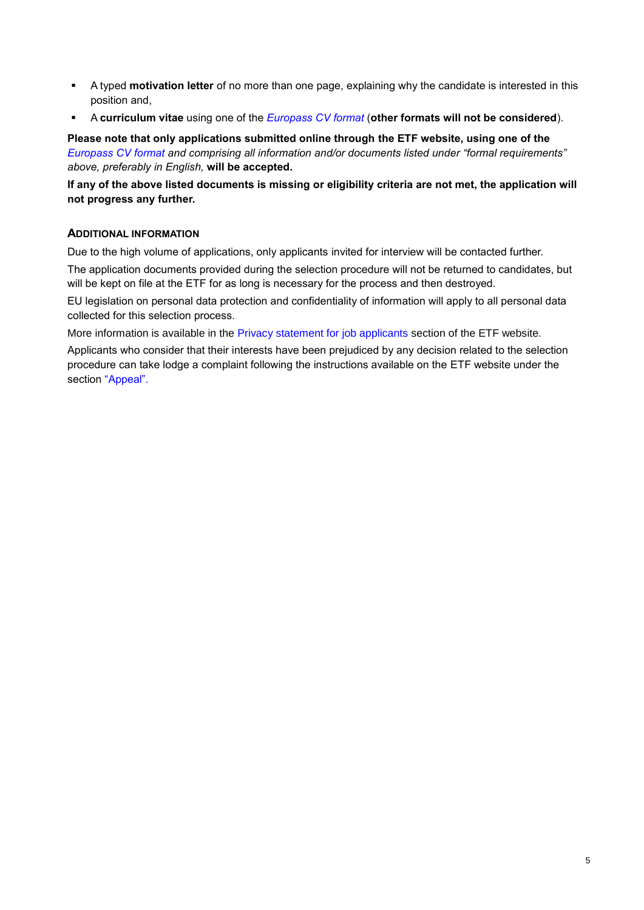- A typed **motivation letter** of no more than one page, explaining why the candidate is interested in this position and,
- A **curriculum vitae** using one of the *Europass CV format* (**other formats will not be considered**).

**Please note that only applications submitted online through the ETF website, using one of the** *Europass CV format and comprising all information and/or documents listed under "formal requirements" above, preferably in English,* **will be accepted.**

**If any of the above listed documents is missing or eligibility criteria are not met, the application will not progress any further.**

### ADDITIONAL INFORMATION

Due to the high volume of applications, only applicants invited for interview will be contacted further.

The application documents provided during the selection procedure will not be returned to candidates, but will be kept on file at the ETF for as long is necessary for the process and then destroyed.

EU legislation on personal data protection and confidentiality of information will apply to all personal data collected for this selection process.

More information is available in the Privacy statement for job applicants section of the ETF website.

Applicants who consider that their interests have been prejudiced by any decision related to the selection procedure can take lodge a complaint following the instructions available on the ETF website under the section "Appeal".